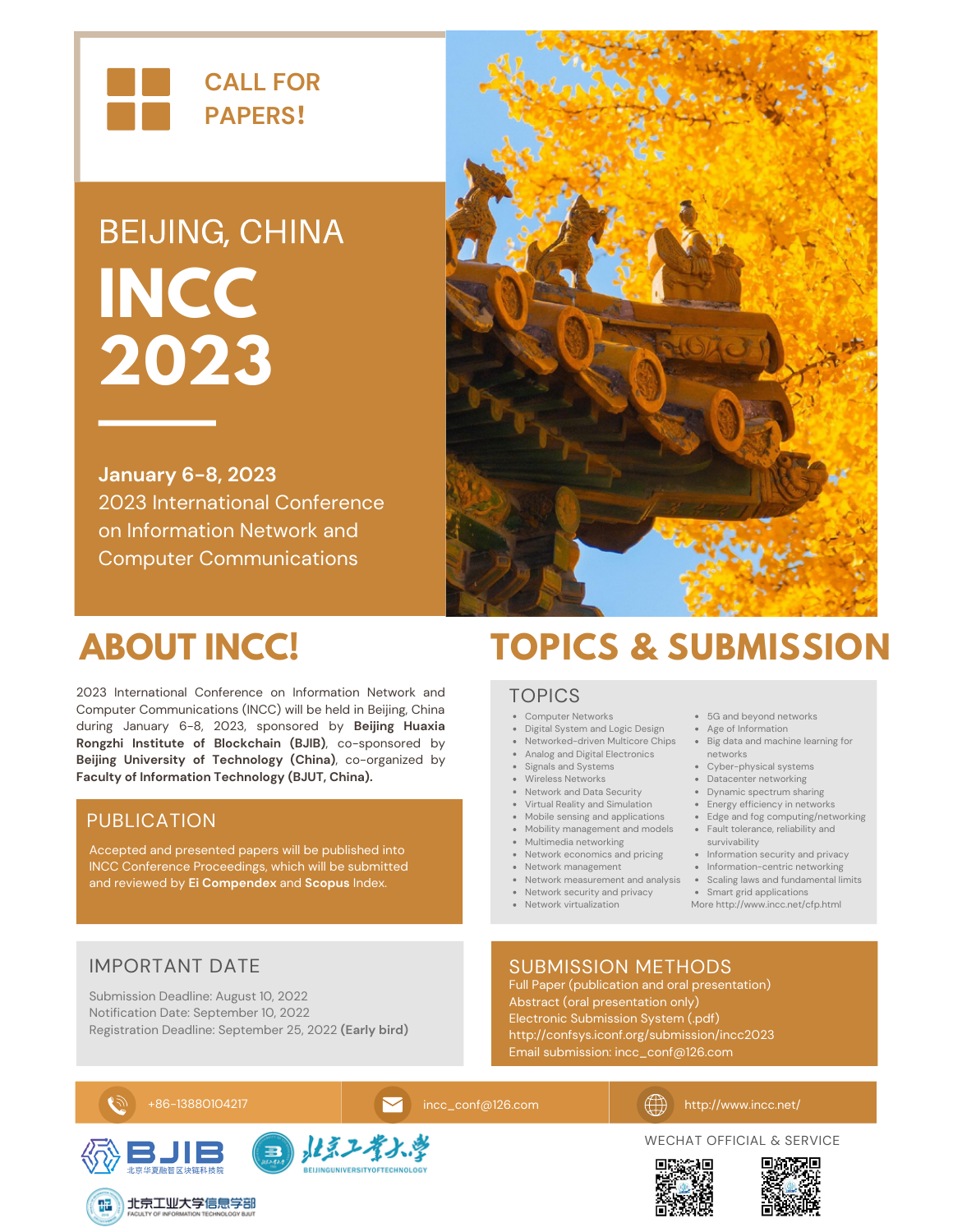# CALL FOR PAPERS!

## BEIJING, CHINA

# INCC 2023

**January 6-8, 2023**
2023 International Conference on Information Network and Computer Communications

## ABOUT INCC!

2023 International Conference on Information Network and Computer Communications (INCC) will be held in Beijing, China during January 6-8, 2023, sponsored by **Beijing Huaxia Rongzhi Institute of Blockchain (BJIB)**, co-sponsored by **Beijing University of Technology (China)**, co-organized by **Faculty of Information Technology (BJUT, China).**

### PUBLICATION

Accepted and presented papers will be published into INCC Conference Proceedings, which will be submitted and reviewed by **Ei Compendex** and **Scopus** Index.

### IMPORTANT DATE

Submission Deadline: August 10, 2022
Notification Date: September 10, 2022
Registration Deadline: September 25, 2022 **(Early bird)**

## TOPICS & SUBMISSION

### TOPICS

- Computer Networks
- Digital System and Logic Design
- Networked-driven Multicore Chips
- Analog and Digital Electronics
- Signals and Systems
- Wireless Networks
- Network and Data Security
- Virtual Reality and Simulation
- Mobile sensing and applications
- Mobility management and models
- Multimedia networking
- Network economics and pricing
- Network management
- Network measurement and analysis
- Network security and privacy
- Network virtualization
- 5G and beyond networks
- Age of Information
- Big data and machine learning for networks
- Cyber-physical systems
- Datacenter networking
- Dynamic spectrum sharing
- Energy efficiency in networks
- Edge and fog computing/networking
- Fault tolerance, reliability and survivability
- Information security and privacy
- Information-centric networking
- Scaling laws and fundamental limits
- Smart grid applications

More http://www.incc.net/cfp.html

### SUBMISSION METHODS

Full Paper (publication and oral presentation)
Abstract (oral presentation only)
Electronic Submission System (.pdf)
http://confsys.iconf.org/submission/incc2023
Email submission: incc_conf@126.com

+86-13880104217 | incc_conf@126.com | http://www.incc.net/

BJIB 北京华夏融智区块链科技院 | 北京工业大学 BEIJINGUNIVERSITYOFTECHNOLOGY | 北京工业大学信息学部 FACULTY OF INFORMATION TECHNOLOGY BJUT

WECHAT OFFICIAL & SERVICE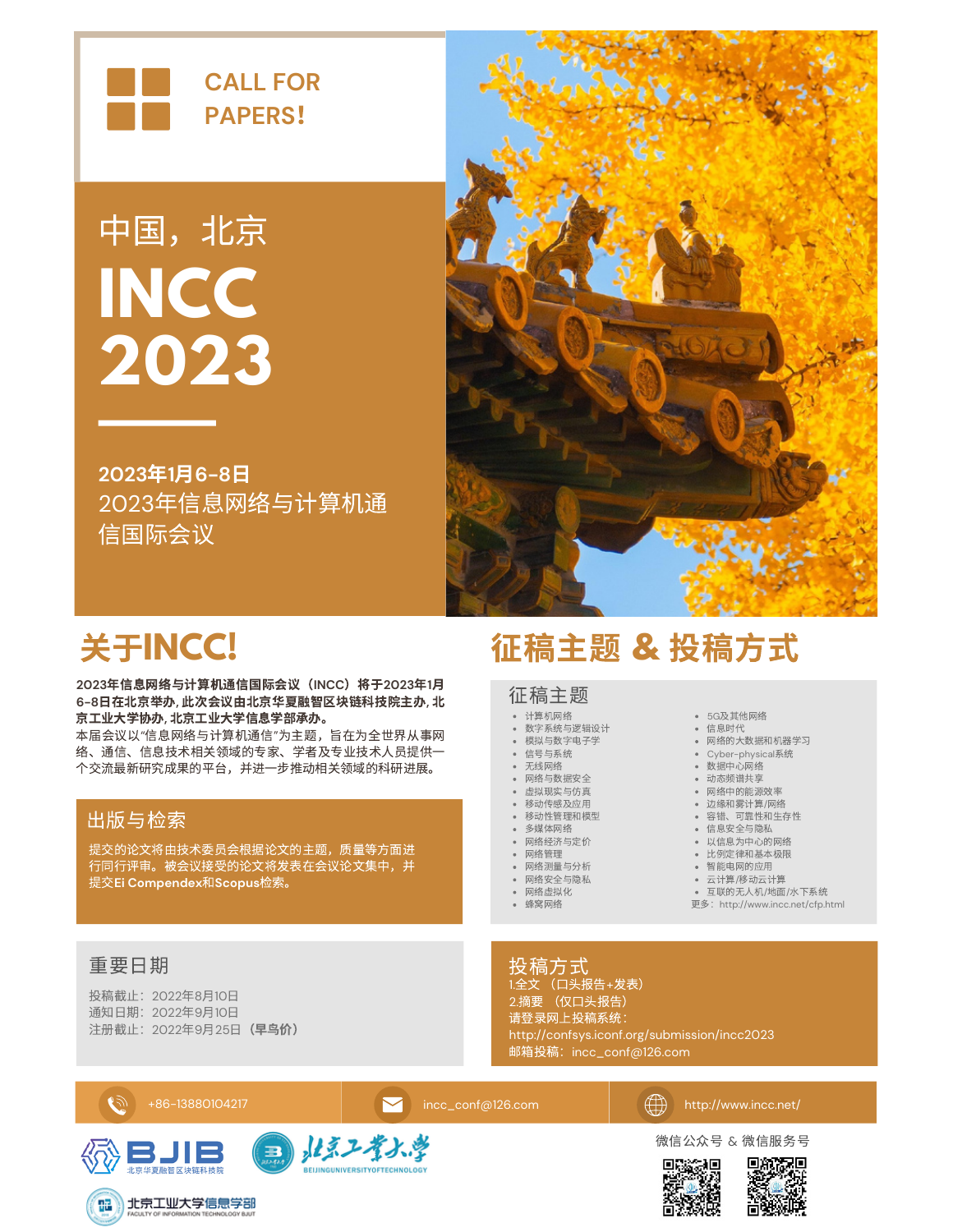# CALL FOR PAPERS!

## 中国，北京

# INCC 2023

**2023年1月6-8日**

2023年信息网络与计算机通信国际会议

## 关于INCC!

**2023年信息网络与计算机通信国际会议（INCC）将于2023年1月6-8日在北京举办，此次会议由北京华夏融智区块链科技院主办，北京工业大学协办，北京工业大学信息学部承办。**

本届会议以"信息网络与计算机通信"为主题，旨在为全世界从事网络、通信、信息技术相关领域的专家、学者及专业技术人员提供一个交流最新研究成果的平台，并进一步推动相关领域的科研进展。

### 出版与检索

提交的论文将由技术委员会根据论文的主题，质量等方面进行同行评审。被会议接受的论文将发表在会议论文集中，并提交**Ei Compendex**和**Scopus**检索。

### 重要日期

投稿截止：2022年8月10日
通知日期：2022年9月10日
注册截止：2022年9月25日 **（早鸟价）**

## 征稿主题 & 投稿方式

### 征稿主题

- 计算机网络
- 数字系统与逻辑设计
- 模拟与数字电子学
- 信号与系统
- 无线网络
- 网络与数据安全
- 虚拟现实与仿真
- 移动传感及应用
- 移动性管理和模型
- 多媒体网络
- 网络经济与定价
- 网络管理
- 网络测量与分析
- 网络安全与隐私
- 网络虚拟化
- 蜂窝网络
- 5G及其他网络
- 信息时代
- 网络的大数据和机器学习
- Cyber-physical系统
- 数据中心网络
- 动态频谱共享
- 网络中的能源效率
- 边缘和雾计算/网络
- 容错、可靠性和生存性
- 信息安全与隐私
- 以信息为中心的网络
- 比例定律和基本极限
- 智能电网的应用
- 云计算/移动云计算
- 互联的无人机/地面/水下系统

更多：http://www.incc.net/cfp.html

### 投稿方式

1.全文 （口头报告+发表）
2.摘要 （仅口头报告）
请登录网上投稿系统：
http://confsys.iconf.org/submission/incc2023
邮箱投稿：incc_conf@126.com

+86-13880104217 | incc_conf@126.com | http://www.incc.net/

BJIB 北京华夏融智区块链科技院
北京工业大学 BEIJINGUNIVERSITYOFTECHNOLOGY
北京工业大学信息学部 FACULTY OF INFORMATION TECHNOLOGY BJUT

微信公众号 & 微信服务号